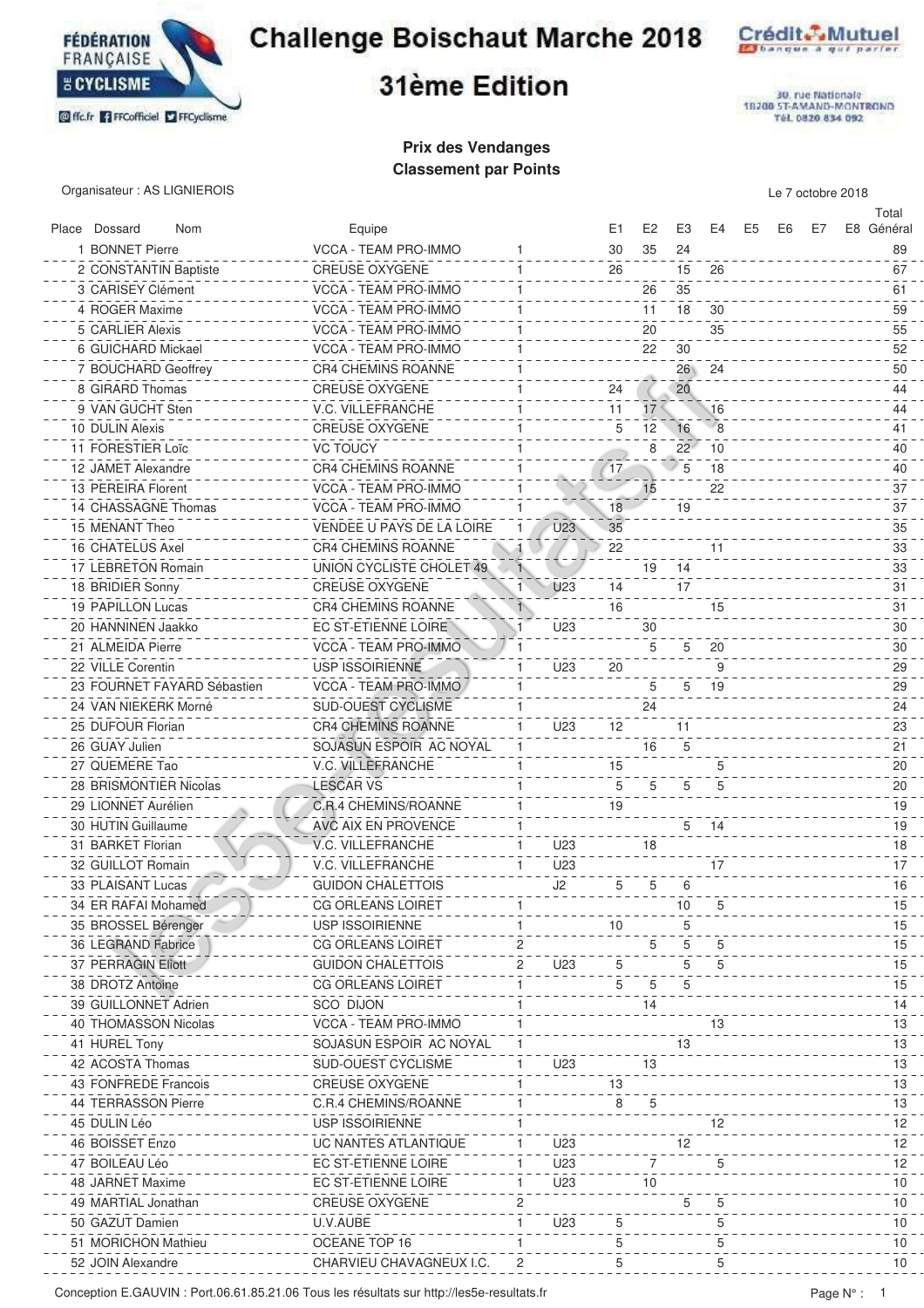# Challenge Boischaut Marche 2018

## 31ème Edition

Crédit Mutuel
30, rue Nationale
18200 ST-AMAND-MONTROND
Tél. 0820 834 092

### Prix des Vendanges
### Classement par Points

Organisateur : AS LIGNIEROIS

Le 7 octobre 2018

| Place | Dossard | Nom | Equipe | | | E1 | E2 | E3 | E4 | E5 | E6 | E7 | E8 | Total Général |
|---|---|---|---|---|---|---|---|---|---|---|---|---|---|---|
| 1 | | BONNET Pierre | VCCA - TEAM PRO-IMMO | 1 | | 30 | 35 | 24 | | | | | | 89 |
| 2 | | CONSTANTIN Baptiste | CREUSE OXYGENE | 1 | | 26 | | 15 | 26 | | | | | 67 |
| 3 | | CARISEY Clément | VCCA - TEAM PRO-IMMO | 1 | | | 26 | 35 | | | | | | 61 |
| 4 | | ROGER Maxime | VCCA - TEAM PRO-IMMO | 1 | | | 11 | 18 | 30 | | | | | 59 |
| 5 | | CARLIER Alexis | VCCA - TEAM PRO-IMMO | 1 | | | 20 | | 35 | | | | | 55 |
| 6 | | GUICHARD Mickael | VCCA - TEAM PRO-IMMO | 1 | | | 22 | 30 | | | | | | 52 |
| 7 | | BOUCHARD Geoffrey | CR4 CHEMINS ROANNE | 1 | | | | 26 | 24 | | | | | 50 |
| 8 | | GIRARD Thomas | CREUSE OXYGENE | 1 | | 24 | | 20 | | | | | | 44 |
| 9 | | VAN GUCHT Sten | V.C. VILLEFRANCHE | 1 | | 11 | 17 | | 16 | | | | | 44 |
| 10 | | DULIN Alexis | CREUSE OXYGENE | 1 | | 5 | 12 | 16 | 8 | | | | | 41 |
| 11 | | FORESTIER Loïc | VC TOUCY | 1 | | | 8 | 22 | 10 | | | | | 40 |
| 12 | | JAMET Alexandre | CR4 CHEMINS ROANNE | 1 | | 17 | | 5 | 18 | | | | | 40 |
| 13 | | PEREIRA Florent | VCCA - TEAM PRO-IMMO | 1 | | | 15 | | 22 | | | | | 37 |
| 14 | | CHASSAGNE Thomas | VCCA - TEAM PRO-IMMO | 1 | | 18 | | 19 | | | | | | 37 |
| 15 | | MENANT Theo | VENDEE U PAYS DE LA LOIRE | 1 | U23 | 35 | | | | | | | | 35 |
| 16 | | CHATELUS Axel | CR4 CHEMINS ROANNE | 1 | | 22 | | | 11 | | | | | 33 |
| 17 | | LEBRETON Romain | UNION CYCLISTE CHOLET 49 | 1 | | | 19 | 14 | | | | | | 33 |
| 18 | | BRIDIER Sonny | CREUSE OXYGENE | 1 | U23 | 14 | | 17 | | | | | | 31 |
| 19 | | PAPILLON Lucas | CR4 CHEMINS ROANNE | 1 | | 16 | | | 15 | | | | | 31 |
| 20 | | HANNINEN Jaakko | EC ST-ETIENNE LOIRE | 1 | U23 | | 30 | | | | | | | 30 |
| 21 | | ALMEIDA Pierre | VCCA - TEAM PRO-IMMO | 1 | | | 5 | 5 | 20 | | | | | 30 |
| 22 | | VILLE Corentin | USP ISSOIRIENNE | 1 | U23 | 20 | | | 9 | | | | | 29 |
| 23 | | FOURNET FAYARD Sébastien | VCCA - TEAM PRO-IMMO | 1 | | | 5 | 5 | 19 | | | | | 29 |
| 24 | | VAN NIEKERK Morné | SUD-OUEST CYCLISME | 1 | | | 24 | | | | | | | 24 |
| 25 | | DUFOUR Florian | CR4 CHEMINS ROANNE | 1 | U23 | 12 | | 11 | | | | | | 23 |
| 26 | | GUAY Julien | SOJASUN ESPOIR AC NOYAL | 1 | | | 16 | 5 | | | | | | 21 |
| 27 | | QUEMERE Tao | V.C. VILLEFRANCHE | 1 | | 15 | | | 5 | | | | | 20 |
| 28 | | BRISMONTIER Nicolas | LESCAR VS | 1 | | 5 | 5 | 5 | 5 | | | | | 20 |
| 29 | | LIONNET Aurélien | C.R.4 CHEMINS/ROANNE | 1 | | 19 | | | | | | | | 19 |
| 30 | | HUTIN Guillaume | AVC AIX EN PROVENCE | 1 | | | | 5 | 14 | | | | | 19 |
| 31 | | BARKET Florian | V.C. VILLEFRANCHE | 1 | U23 | | 18 | | | | | | | 18 |
| 32 | | GUILLOT Romain | V.C. VILLEFRANCHE | 1 | U23 | | | | 17 | | | | | 17 |
| 33 | | PLAISANT Lucas | GUIDON CHALETTOIS | | J2 | 5 | 5 | 6 | | | | | | 16 |
| 34 | | ER RAFAI Mohamed | CG ORLEANS LOIRET | 1 | | | | 10 | 5 | | | | | 15 |
| 35 | | BROSSEL Bérenger | USP ISSOIRIENNE | 1 | | 10 | | 5 | | | | | | 15 |
| 36 | | LEGRAND Fabrice | CG ORLEANS LOIRET | 2 | | | 5 | 5 | 5 | | | | | 15 |
| 37 | | PERRAGIN Eliott | GUIDON CHALETTOIS | 2 | U23 | 5 | | 5 | 5 | | | | | 15 |
| 38 | | DROTZ Antoine | CG ORLEANS LOIRET | 1 | | 5 | 5 | 5 | | | | | | 15 |
| 39 | | GUILLONNET Adrien | SCO DIJON | 1 | | | 14 | | | | | | | 14 |
| 40 | | THOMASSON Nicolas | VCCA - TEAM PRO-IMMO | 1 | | | | | 13 | | | | | 13 |
| 41 | | HUREL Tony | SOJASUN ESPOIR AC NOYAL | 1 | | | | 13 | | | | | | 13 |
| 42 | | ACOSTA Thomas | SUD-OUEST CYCLISME | 1 | U23 | | 13 | | | | | | | 13 |
| 43 | | FONFREDE Francois | CREUSE OXYGENE | 1 | | 13 | | | | | | | | 13 |
| 44 | | TERRASSON Pierre | C.R.4 CHEMINS/ROANNE | 1 | | 8 | 5 | | | | | | | 13 |
| 45 | | DULIN Léo | USP ISSOIRIENNE | 1 | | | | | 12 | | | | | 12 |
| 46 | | BOISSET Enzo | UC NANTES ATLANTIQUE | 1 | U23 | | | 12 | | | | | | 12 |
| 47 | | BOILEAU Léo | EC ST-ETIENNE LOIRE | 1 | U23 | | 7 | | 5 | | | | | 12 |
| 48 | | JARNET Maxime | EC ST-ETIENNE LOIRE | 1 | U23 | | 10 | | | | | | | 10 |
| 49 | | MARTIAL Jonathan | CREUSE OXYGENE | 2 | | | | 5 | 5 | | | | | 10 |
| 50 | | GAZUT Damien | U.V.AUBE | 1 | U23 | 5 | | | 5 | | | | | 10 |
| 51 | | MORICHON Mathieu | OCEANE TOP 16 | 1 | | 5 | | | 5 | | | | | 10 |
| 52 | | JOIN Alexandre | CHARVIEU CHAVAGNEUX I.C. | 2 | | 5 | | | 5 | | | | | 10 |

Conception E.GAUVIN : Port.06.61.85.21.06 Tous les résultats sur http://les5e-resultats.fr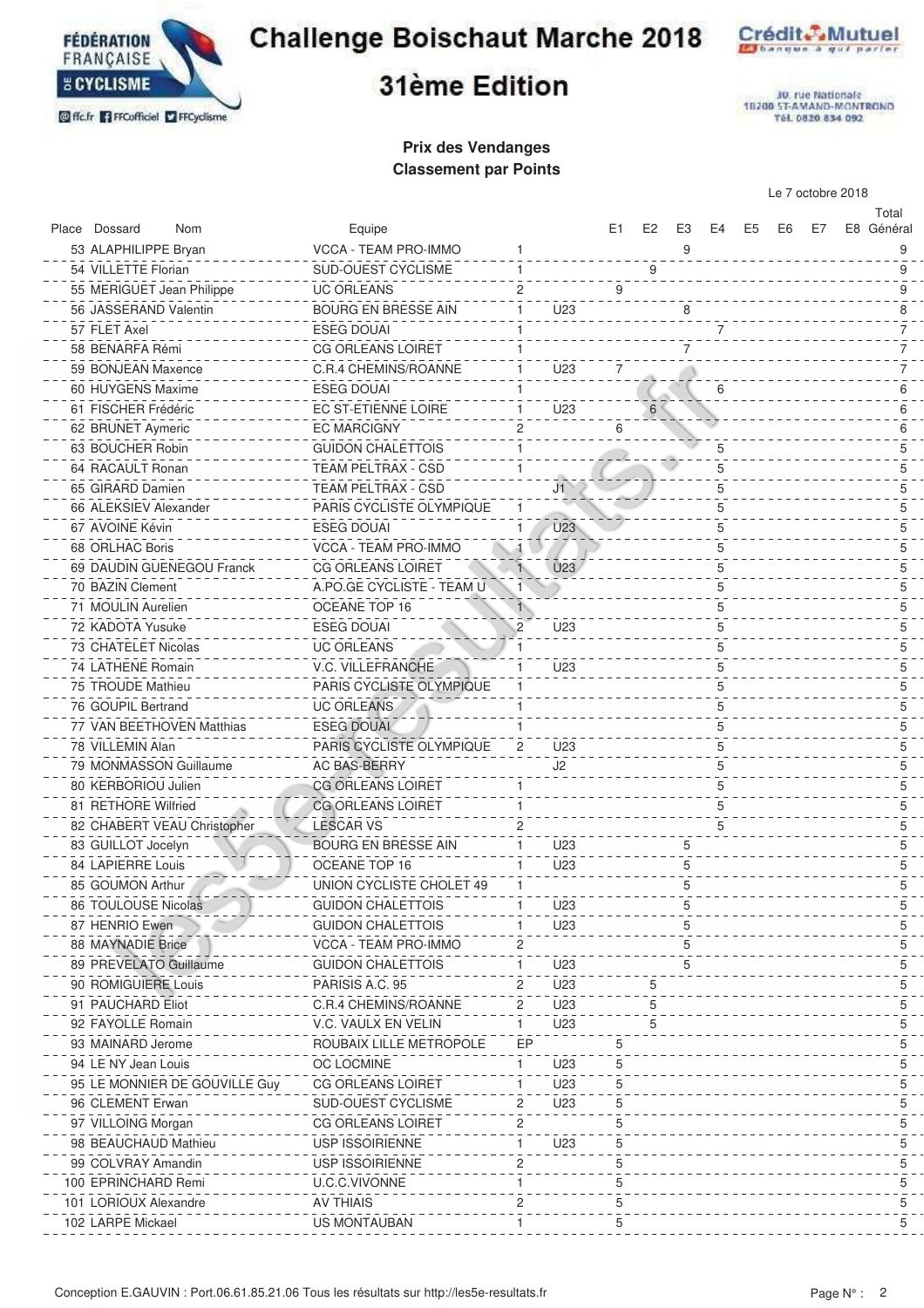# Challenge Boischaut Marche 2018

## 31ème Edition

Crédit Mutuel
30, rue Nationale
18200 ST-AMAND-MONTROND
Tél. 0820 834 092

### Prix des Vendanges
### Classement par Points

Le 7 octobre 2018

| Place | Dossard | Nom | Equipe | | | E1 | E2 | E3 | E4 | E5 | E6 | E7 | E8 | Total Général |
|---|---|---|---|---|---|---|---|---|---|---|---|---|---|---|
| 53 | | ALAPHILIPPE Bryan | VCCA - TEAM PRO-IMMO | 1 | | | | 9 | | | | | | 9 |
| 54 | | VILLETTE Florian | SUD-OUEST CYCLISME | 1 | | | 9 | | | | | | | 9 |
| 55 | | MERIGUET Jean Philippe | UC ORLEANS | 2 | | 9 | | | | | | | | 9 |
| 56 | | JASSERAND Valentin | BOURG EN BRESSE AIN | 1 | U23 | | | 8 | | | | | | 8 |
| 57 | | FLET Axel | ESEG DOUAI | 1 | | | | | 7 | | | | | 7 |
| 58 | | BENARFA Rémi | CG ORLEANS LOIRET | 1 | | | | 7 | | | | | | 7 |
| 59 | | BONJEAN Maxence | C.R.4 CHEMINS/ROANNE | 1 | U23 | 7 | | | | | | | | 7 |
| 60 | | HUYGENS Maxime | ESEG DOUAI | 1 | | | | | 6 | | | | | 6 |
| 61 | | FISCHER Frédéric | EC ST-ETIENNE LOIRE | 1 | U23 | | 6 | | | | | | | 6 |
| 62 | | BRUNET Aymeric | EC MARCIGNY | 2 | | 6 | | | | | | | | 6 |
| 63 | | BOUCHER Robin | GUIDON CHALETTOIS | 1 | | | | | 5 | | | | | 5 |
| 64 | | RACAULT Ronan | TEAM PELTRAX - CSD | 1 | | | | | 5 | | | | | 5 |
| 65 | | GIRARD Damien | TEAM PELTRAX - CSD | | J1 | | | | 5 | | | | | 5 |
| 66 | | ALEKSIEV Alexander | PARIS CYCLISTE OLYMPIQUE | 1 | | | | | 5 | | | | | 5 |
| 67 | | AVOINE Kévin | ESEG DOUAI | 1 | U23 | | | | 5 | | | | | 5 |
| 68 | | ORLHAC Boris | VCCA - TEAM PRO-IMMO | 1 | | | | | 5 | | | | | 5 |
| 69 | | DAUDIN GUENEGOU Franck | CG ORLEANS LOIRET | 1 | U23 | | | | 5 | | | | | 5 |
| 70 | | BAZIN Clement | A.PO.GE CYCLISTE - TEAM U | 1 | | | | | 5 | | | | | 5 |
| 71 | | MOULIN Aurelien | OCEANE TOP 16 | 1 | | | | | 5 | | | | | 5 |
| 72 | | KADOTA Yusuke | ESEG DOUAI | 2 | U23 | | | | 5 | | | | | 5 |
| 73 | | CHATELET Nicolas | UC ORLEANS | 1 | | | | | 5 | | | | | 5 |
| 74 | | LATHENE Romain | V.C. VILLEFRANCHE | 1 | U23 | | | | 5 | | | | | 5 |
| 75 | | TROUDE Mathieu | PARIS CYCLISTE OLYMPIQUE | 1 | | | | | 5 | | | | | 5 |
| 76 | | GOUPIL Bertrand | UC ORLEANS | 1 | | | | | 5 | | | | | 5 |
| 77 | | VAN BEETHOVEN Matthias | ESEG DOUAI | 1 | | | | | 5 | | | | | 5 |
| 78 | | VILLEMIN Alan | PARIS CYCLISTE OLYMPIQUE | 2 | U23 | | | | 5 | | | | | 5 |
| 79 | | MONMASSON Guillaume | AC BAS-BERRY | | J2 | | | | 5 | | | | | 5 |
| 80 | | KERBORIOU Julien | CG ORLEANS LOIRET | 1 | | | | | 5 | | | | | 5 |
| 81 | | RETHORE Wilfried | CG ORLEANS LOIRET | 1 | | | | | 5 | | | | | 5 |
| 82 | | CHABERT VEAU Christopher | LESCAR VS | 2 | | | | | 5 | | | | | 5 |
| 83 | | GUILLOT Jocelyn | BOURG EN BRESSE AIN | 1 | U23 | | | 5 | | | | | | 5 |
| 84 | | LAPIERRE Louis | OCEANE TOP 16 | 1 | U23 | | | 5 | | | | | | 5 |
| 85 | | GOUMON Arthur | UNION CYCLISTE CHOLET 49 | 1 | | | | 5 | | | | | | 5 |
| 86 | | TOULOUSE Nicolas | GUIDON CHALETTOIS | 1 | U23 | | | 5 | | | | | | 5 |
| 87 | | HENRIO Ewen | GUIDON CHALETTOIS | 1 | U23 | | | 5 | | | | | | 5 |
| 88 | | MAYNADIE Brice | VCCA - TEAM PRO-IMMO | 2 | | | | 5 | | | | | | 5 |
| 89 | | PREVELATO Guillaume | GUIDON CHALETTOIS | 1 | U23 | | | 5 | | | | | | 5 |
| 90 | | ROMIGUIERE Louis | PARISIS A.C. 95 | 2 | U23 | | 5 | | | | | | | 5 |
| 91 | | PAUCHARD Eliot | C.R.4 CHEMINS/ROANNE | 2 | U23 | | 5 | | | | | | | 5 |
| 92 | | FAYOLLE Romain | V.C. VAULX EN VELIN | 1 | U23 | | 5 | | | | | | | 5 |
| 93 | | MAINARD Jerome | ROUBAIX LILLE METROPOLE | EP | | 5 | | | | | | | | 5 |
| 94 | | LE NY Jean Louis | OC LOCMINE | 1 | U23 | 5 | | | | | | | | 5 |
| 95 | | LE MONNIER DE GOUVILLE Guy | CG ORLEANS LOIRET | 1 | U23 | 5 | | | | | | | | 5 |
| 96 | | CLEMENT Erwan | SUD-OUEST CYCLISME | 2 | U23 | 5 | | | | | | | | 5 |
| 97 | | VILLOING Morgan | CG ORLEANS LOIRET | 2 | | 5 | | | | | | | | 5 |
| 98 | | BEAUCHAUD Mathieu | USP ISSOIRIENNE | 1 | U23 | 5 | | | | | | | | 5 |
| 99 | | COLVRAY Amandin | USP ISSOIRIENNE | 2 | | 5 | | | | | | | | 5 |
| 100 | | EPRINCHARD Remi | U.C.C.VIVONNE | 1 | | 5 | | | | | | | | 5 |
| 101 | | LORIOUX Alexandre | AV THIAIS | 2 | | 5 | | | | | | | | 5 |
| 102 | | LARPE Mickael | US MONTAUBAN | 1 | | 5 | | | | | | | | 5 |

Conception E.GAUVIN : Port.06.61.85.21.06 Tous les résultats sur http://les5e-resultats.fr